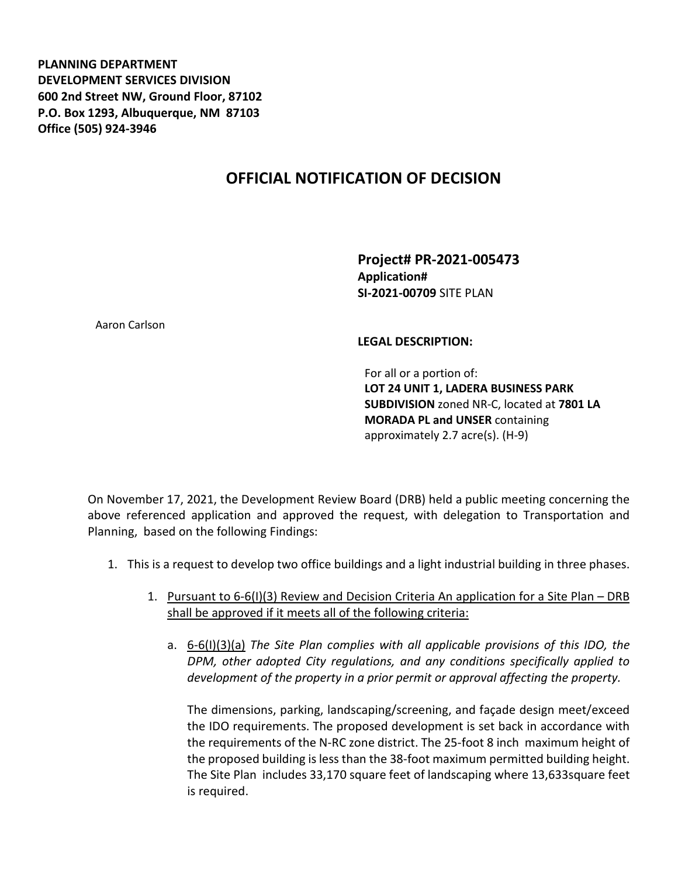**PLANNING DEPARTMENT**
**DEVELOPMENT SERVICES DIVISION**
**600 2nd Street NW, Ground Floor, 87102**
**P.O. Box 1293, Albuquerque, NM 87103**
**Office (505) 924-3946**

# OFFICIAL NOTIFICATION OF DECISION

**Project# PR-2021-005473**
**Application#**
**SI-2021-00709** SITE PLAN

Aaron Carlson

**LEGAL DESCRIPTION:**

For all or a portion of:
**LOT 24 UNIT 1, LADERA BUSINESS PARK SUBDIVISION** zoned NR-C, located at **7801 LA MORADA PL and UNSER** containing approximately 2.7 acre(s). (H-9)

On November 17, 2021, the Development Review Board (DRB) held a public meeting concerning the above referenced application and approved the request, with delegation to Transportation and Planning, based on the following Findings:

1. This is a request to develop two office buildings and a light industrial building in three phases.

    1. Pursuant to 6-6(I)(3) Review and Decision Criteria An application for a Site Plan – DRB shall be approved if it meets all of the following criteria:

        a. 6-6(I)(3)(a) *The Site Plan complies with all applicable provisions of this IDO, the DPM, other adopted City regulations, and any conditions specifically applied to development of the property in a prior permit or approval affecting the property.*

        The dimensions, parking, landscaping/screening, and façade design meet/exceed the IDO requirements. The proposed development is set back in accordance with the requirements of the N-RC zone district. The 25-foot 8 inch maximum height of the proposed building is less than the 38-foot maximum permitted building height. The Site Plan includes 33,170 square feet of landscaping where 13,633square feet is required.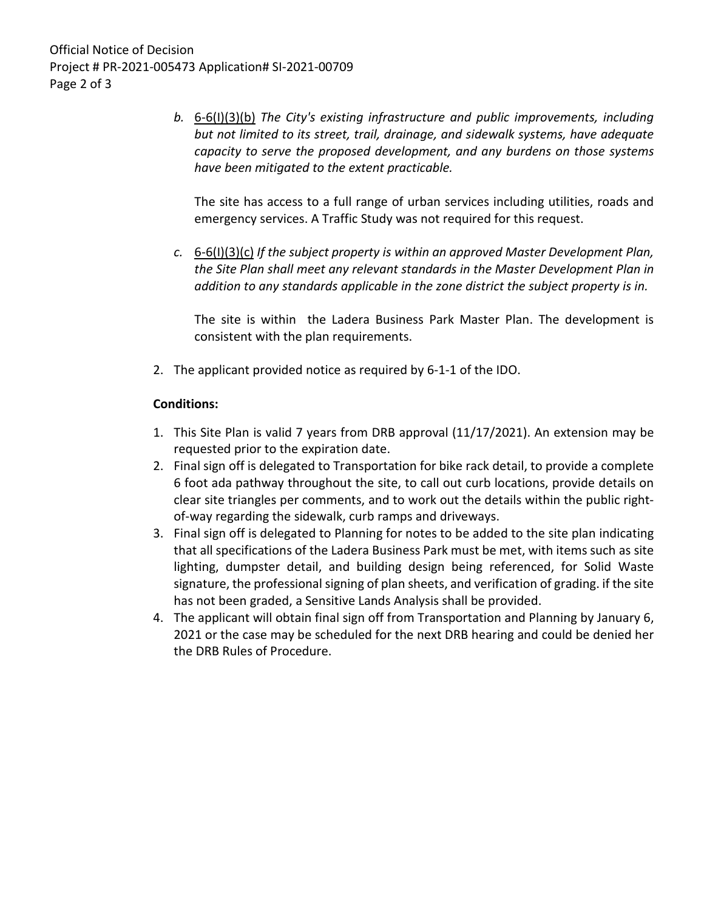b. 6-6(I)(3)(b) *The City's existing infrastructure and public improvements, including but not limited to its street, trail, drainage, and sidewalk systems, have adequate capacity to serve the proposed development, and any burdens on those systems have been mitigated to the extent practicable.*

   The site has access to a full range of urban services including utilities, roads and emergency services. A Traffic Study was not required for this request.

c. 6-6(I)(3)(c) *If the subject property is within an approved Master Development Plan, the Site Plan shall meet any relevant standards in the Master Development Plan in addition to any standards applicable in the zone district the subject property is in.*

   The site is within the Ladera Business Park Master Plan. The development is consistent with the plan requirements.

2. The applicant provided notice as required by 6-1-1 of the IDO.

**Conditions:**

1. This Site Plan is valid 7 years from DRB approval (11/17/2021). An extension may be requested prior to the expiration date.
2. Final sign off is delegated to Transportation for bike rack detail, to provide a complete 6 foot ada pathway throughout the site, to call out curb locations, provide details on clear site triangles per comments, and to work out the details within the public right-of-way regarding the sidewalk, curb ramps and driveways.
3. Final sign off is delegated to Planning for notes to be added to the site plan indicating that all specifications of the Ladera Business Park must be met, with items such as site lighting, dumpster detail, and building design being referenced, for Solid Waste signature, the professional signing of plan sheets, and verification of grading. if the site has not been graded, a Sensitive Lands Analysis shall be provided.
4. The applicant will obtain final sign off from Transportation and Planning by January 6, 2021 or the case may be scheduled for the next DRB hearing and could be denied her the DRB Rules of Procedure.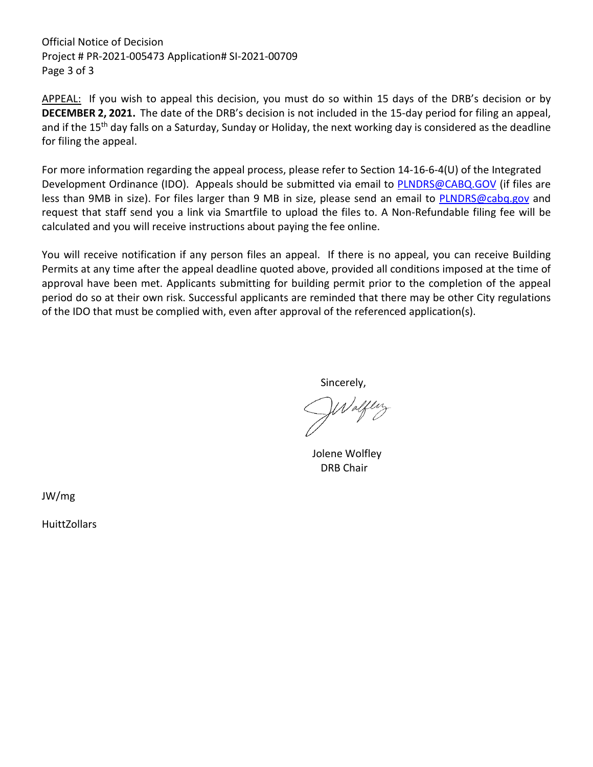APPEAL: If you wish to appeal this decision, you must do so within 15 days of the DRB's decision or by **DECEMBER 2, 2021.** The date of the DRB's decision is not included in the 15-day period for filing an appeal, and if the 15th day falls on a Saturday, Sunday or Holiday, the next working day is considered as the deadline for filing the appeal.

For more information regarding the appeal process, please refer to Section 14-16-6-4(U) of the Integrated Development Ordinance (IDO). Appeals should be submitted via email to PLNDRS@CABQ.GOV (if files are less than 9MB in size). For files larger than 9 MB in size, please send an email to PLNDRS@cabq.gov and request that staff send you a link via Smartfile to upload the files to. A Non-Refundable filing fee will be calculated and you will receive instructions about paying the fee online.

You will receive notification if any person files an appeal. If there is no appeal, you can receive Building Permits at any time after the appeal deadline quoted above, provided all conditions imposed at the time of approval have been met. Applicants submitting for building permit prior to the completion of the appeal period do so at their own risk. Successful applicants are reminded that there may be other City regulations of the IDO that must be complied with, even after approval of the referenced application(s).

Sincerely,

JWolfley

Jolene Wolfley
DRB Chair

JW/mg

HuittZollars